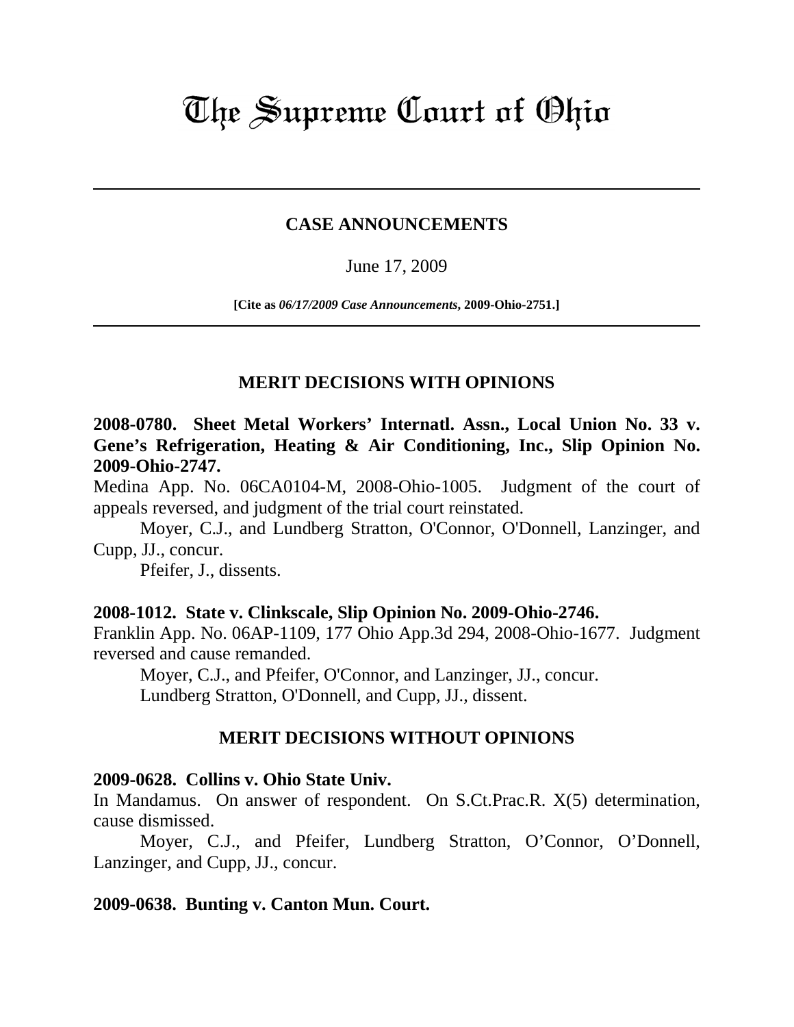# The Supreme Court of Ohio

---

## CASE ANNOUNCEMENTS

June 17, 2009

**[Cite as *06/17/2009 Case Announcements*, 2009-Ohio-2751.]**

---

## MERIT DECISIONS WITH OPINIONS

**2008-0780. Sheet Metal Workers' Internatl. Assn., Local Union No. 33 v. Gene's Refrigeration, Heating & Air Conditioning, Inc., Slip Opinion No. 2009-Ohio-2747.**

Medina App. No. 06CA0104-M, 2008-Ohio-1005. Judgment of the court of appeals reversed, and judgment of the trial court reinstated.

Moyer, C.J., and Lundberg Stratton, O'Connor, O'Donnell, Lanzinger, and Cupp, JJ., concur.

Pfeifer, J., dissents.

**2008-1012. State v. Clinkscale, Slip Opinion No. 2009-Ohio-2746.**

Franklin App. No. 06AP-1109, 177 Ohio App.3d 294, 2008-Ohio-1677. Judgment reversed and cause remanded.

Moyer, C.J., and Pfeifer, O'Connor, and Lanzinger, JJ., concur.

Lundberg Stratton, O'Donnell, and Cupp, JJ., dissent.

## MERIT DECISIONS WITHOUT OPINIONS

**2009-0628. Collins v. Ohio State Univ.**

In Mandamus. On answer of respondent. On S.Ct.Prac.R. X(5) determination, cause dismissed.

Moyer, C.J., and Pfeifer, Lundberg Stratton, O'Connor, O'Donnell, Lanzinger, and Cupp, JJ., concur.

**2009-0638. Bunting v. Canton Mun. Court.**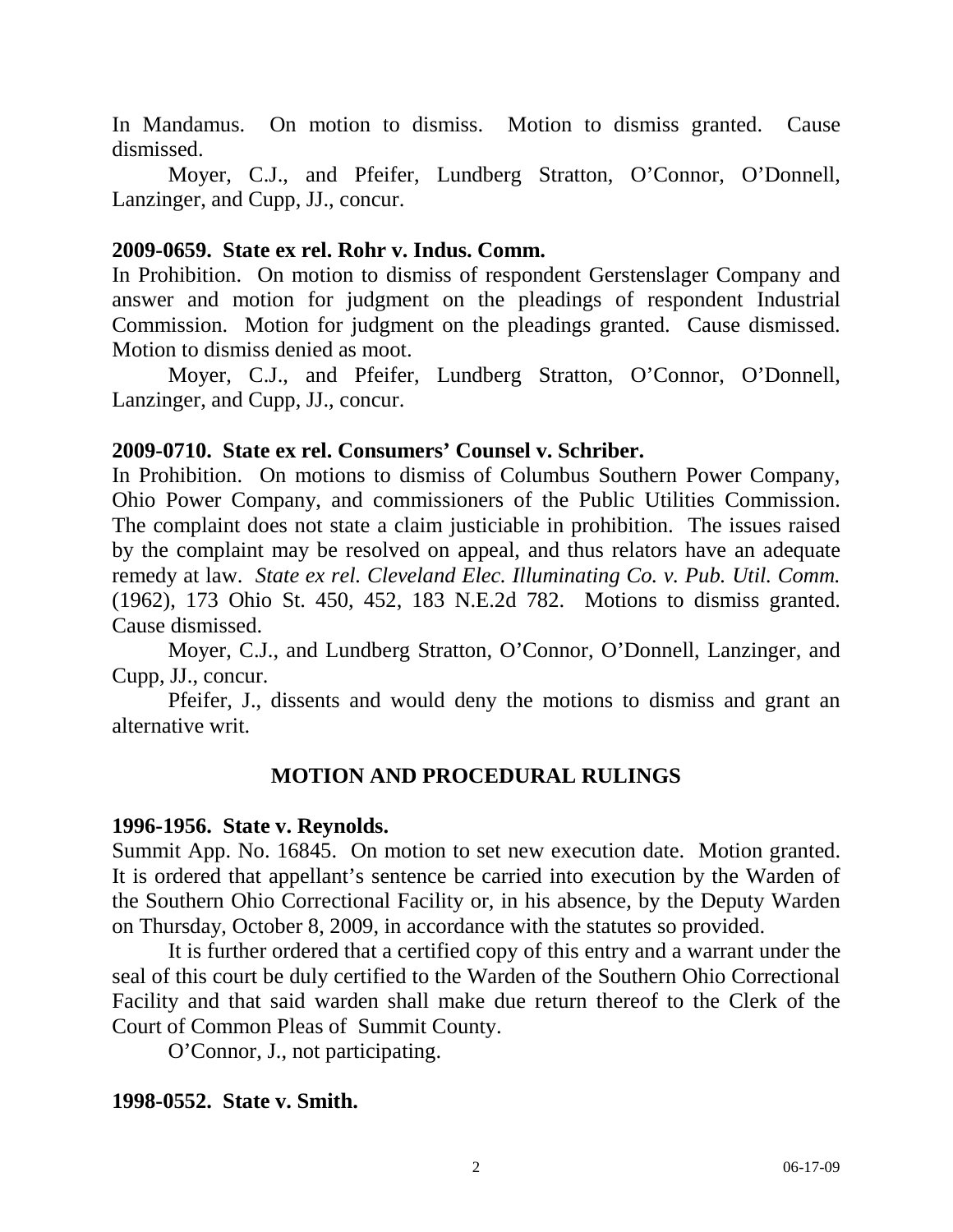In Mandamus. On motion to dismiss. Motion to dismiss granted. Cause dismissed.

Moyer, C.J., and Pfeifer, Lundberg Stratton, O'Connor, O'Donnell, Lanzinger, and Cupp, JJ., concur.

**2009-0659. State ex rel. Rohr v. Indus. Comm.**

In Prohibition. On motion to dismiss of respondent Gerstenslager Company and answer and motion for judgment on the pleadings of respondent Industrial Commission. Motion for judgment on the pleadings granted. Cause dismissed. Motion to dismiss denied as moot.

Moyer, C.J., and Pfeifer, Lundberg Stratton, O'Connor, O'Donnell, Lanzinger, and Cupp, JJ., concur.

**2009-0710. State ex rel. Consumers' Counsel v. Schriber.**

In Prohibition. On motions to dismiss of Columbus Southern Power Company, Ohio Power Company, and commissioners of the Public Utilities Commission. The complaint does not state a claim justiciable in prohibition. The issues raised by the complaint may be resolved on appeal, and thus relators have an adequate remedy at law. *State ex rel. Cleveland Elec. Illuminating Co. v. Pub. Util. Comm.* (1962), 173 Ohio St. 450, 452, 183 N.E.2d 782. Motions to dismiss granted. Cause dismissed.

Moyer, C.J., and Lundberg Stratton, O'Connor, O'Donnell, Lanzinger, and Cupp, JJ., concur.

Pfeifer, J., dissents and would deny the motions to dismiss and grant an alternative writ.

## MOTION AND PROCEDURAL RULINGS

**1996-1956. State v. Reynolds.**

Summit App. No. 16845. On motion to set new execution date. Motion granted. It is ordered that appellant's sentence be carried into execution by the Warden of the Southern Ohio Correctional Facility or, in his absence, by the Deputy Warden on Thursday, October 8, 2009, in accordance with the statutes so provided.

It is further ordered that a certified copy of this entry and a warrant under the seal of this court be duly certified to the Warden of the Southern Ohio Correctional Facility and that said warden shall make due return thereof to the Clerk of the Court of Common Pleas of Summit County.

O'Connor, J., not participating.

**1998-0552. State v. Smith.**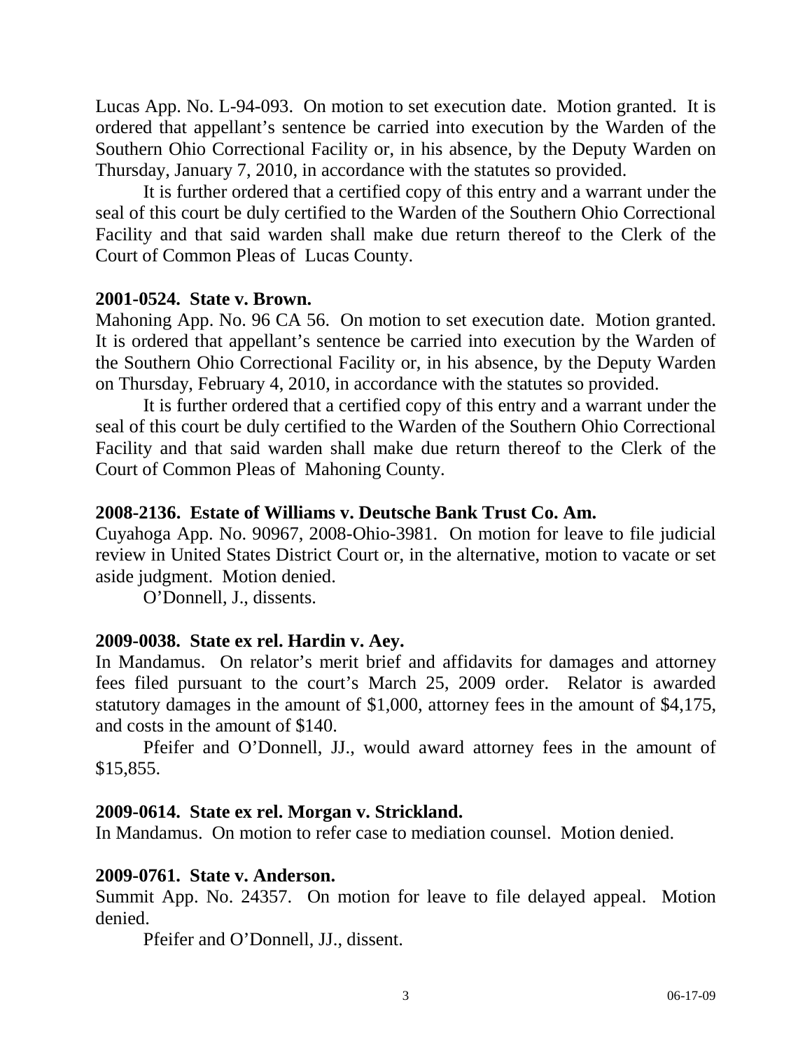Lucas App. No. L-94-093. On motion to set execution date. Motion granted. It is ordered that appellant's sentence be carried into execution by the Warden of the Southern Ohio Correctional Facility or, in his absence, by the Deputy Warden on Thursday, January 7, 2010, in accordance with the statutes so provided.

It is further ordered that a certified copy of this entry and a warrant under the seal of this court be duly certified to the Warden of the Southern Ohio Correctional Facility and that said warden shall make due return thereof to the Clerk of the Court of Common Pleas of Lucas County.

**2001-0524. State v. Brown.**

Mahoning App. No. 96 CA 56. On motion to set execution date. Motion granted. It is ordered that appellant's sentence be carried into execution by the Warden of the Southern Ohio Correctional Facility or, in his absence, by the Deputy Warden on Thursday, February 4, 2010, in accordance with the statutes so provided.

It is further ordered that a certified copy of this entry and a warrant under the seal of this court be duly certified to the Warden of the Southern Ohio Correctional Facility and that said warden shall make due return thereof to the Clerk of the Court of Common Pleas of Mahoning County.

**2008-2136. Estate of Williams v. Deutsche Bank Trust Co. Am.**

Cuyahoga App. No. 90967, 2008-Ohio-3981. On motion for leave to file judicial review in United States District Court or, in the alternative, motion to vacate or set aside judgment. Motion denied.

O'Donnell, J., dissents.

**2009-0038. State ex rel. Hardin v. Aey.**

In Mandamus. On relator's merit brief and affidavits for damages and attorney fees filed pursuant to the court's March 25, 2009 order. Relator is awarded statutory damages in the amount of $1,000, attorney fees in the amount of $4,175, and costs in the amount of $140.

Pfeifer and O'Donnell, JJ., would award attorney fees in the amount of $15,855.

**2009-0614. State ex rel. Morgan v. Strickland.**

In Mandamus. On motion to refer case to mediation counsel. Motion denied.

**2009-0761. State v. Anderson.**

Summit App. No. 24357. On motion for leave to file delayed appeal. Motion denied.

Pfeifer and O'Donnell, JJ., dissent.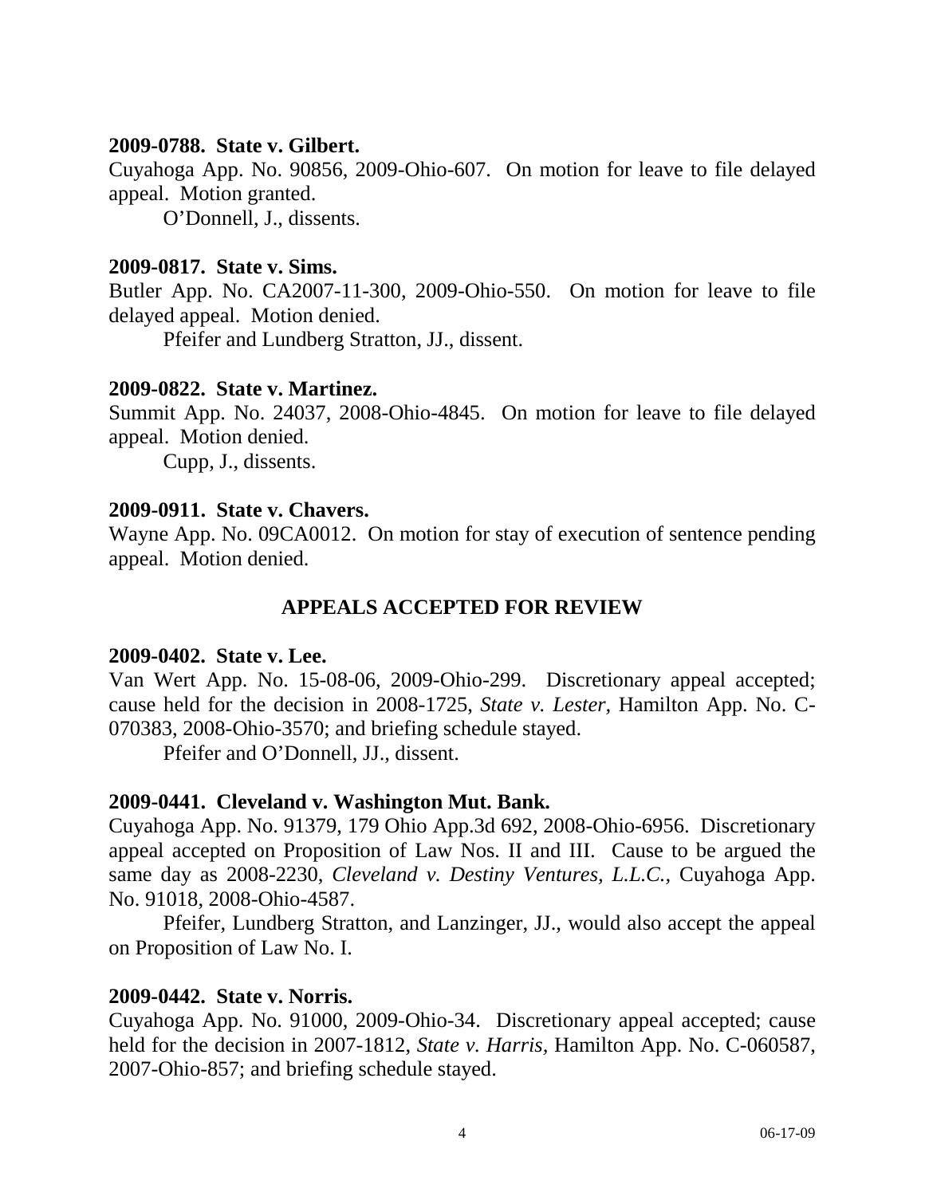**2009-0788. State v. Gilbert.**

Cuyahoga App. No. 90856, 2009-Ohio-607. On motion for leave to file delayed appeal. Motion granted.

O'Donnell, J., dissents.

**2009-0817. State v. Sims.**

Butler App. No. CA2007-11-300, 2009-Ohio-550. On motion for leave to file delayed appeal. Motion denied.

Pfeifer and Lundberg Stratton, JJ., dissent.

**2009-0822. State v. Martinez.**

Summit App. No. 24037, 2008-Ohio-4845. On motion for leave to file delayed appeal. Motion denied.

Cupp, J., dissents.

**2009-0911. State v. Chavers.**

Wayne App. No. 09CA0012. On motion for stay of execution of sentence pending appeal. Motion denied.

## APPEALS ACCEPTED FOR REVIEW

**2009-0402. State v. Lee.**

Van Wert App. No. 15-08-06, 2009-Ohio-299. Discretionary appeal accepted; cause held for the decision in 2008-1725, *State v. Lester,* Hamilton App. No. C-070383, 2008-Ohio-3570; and briefing schedule stayed.

Pfeifer and O'Donnell, JJ., dissent.

**2009-0441. Cleveland v. Washington Mut. Bank.**

Cuyahoga App. No. 91379, 179 Ohio App.3d 692, 2008-Ohio-6956. Discretionary appeal accepted on Proposition of Law Nos. II and III. Cause to be argued the same day as 2008-2230, *Cleveland v. Destiny Ventures, L.L.C.,* Cuyahoga App. No. 91018, 2008-Ohio-4587.

Pfeifer, Lundberg Stratton, and Lanzinger, JJ., would also accept the appeal on Proposition of Law No. I.

**2009-0442. State v. Norris.**

Cuyahoga App. No. 91000, 2009-Ohio-34. Discretionary appeal accepted; cause held for the decision in 2007-1812, *State v. Harris,* Hamilton App. No. C-060587, 2007-Ohio-857; and briefing schedule stayed.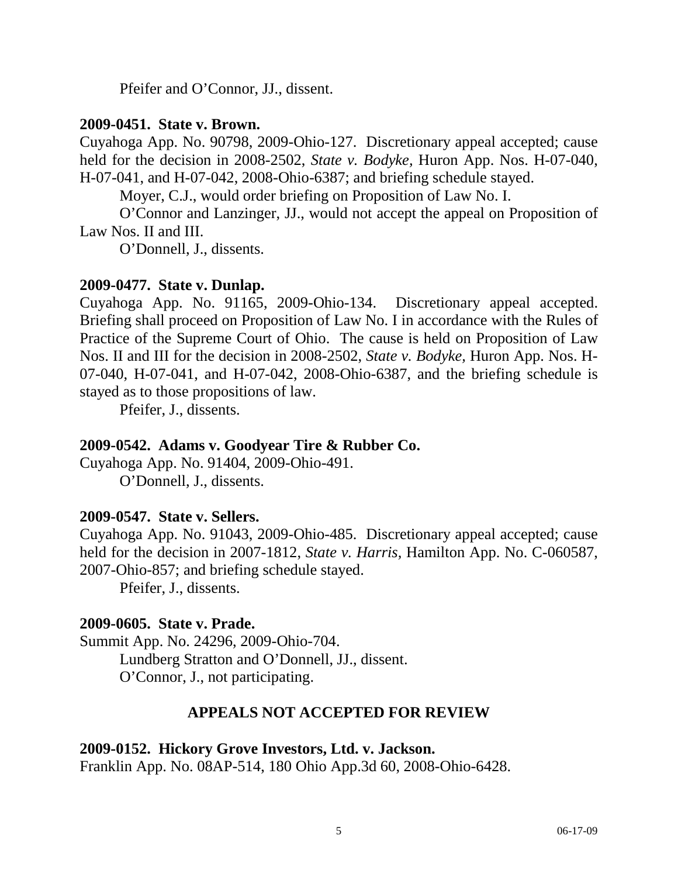Pfeifer and O'Connor, JJ., dissent.

**2009-0451. State v. Brown.**

Cuyahoga App. No. 90798, 2009-Ohio-127. Discretionary appeal accepted; cause held for the decision in 2008-2502, *State v. Bodyke,* Huron App. Nos. H-07-040, H-07-041, and H-07-042, 2008-Ohio-6387; and briefing schedule stayed.

Moyer, C.J., would order briefing on Proposition of Law No. I.

O'Connor and Lanzinger, JJ., would not accept the appeal on Proposition of Law Nos. II and III.

O'Donnell, J., dissents.

**2009-0477. State v. Dunlap.**

Cuyahoga App. No. 91165, 2009-Ohio-134. Discretionary appeal accepted. Briefing shall proceed on Proposition of Law No. I in accordance with the Rules of Practice of the Supreme Court of Ohio. The cause is held on Proposition of Law Nos. II and III for the decision in 2008-2502, *State v. Bodyke,* Huron App. Nos. H-07-040, H-07-041, and H-07-042, 2008-Ohio-6387, and the briefing schedule is stayed as to those propositions of law.

Pfeifer, J., dissents.

**2009-0542. Adams v. Goodyear Tire & Rubber Co.**

Cuyahoga App. No. 91404, 2009-Ohio-491.

O'Donnell, J., dissents.

**2009-0547. State v. Sellers.**

Cuyahoga App. No. 91043, 2009-Ohio-485. Discretionary appeal accepted; cause held for the decision in 2007-1812, *State v. Harris,* Hamilton App. No. C-060587, 2007-Ohio-857; and briefing schedule stayed.

Pfeifer, J., dissents.

**2009-0605. State v. Prade.**

Summit App. No. 24296, 2009-Ohio-704.

Lundberg Stratton and O'Donnell, JJ., dissent.

O'Connor, J., not participating.

## APPEALS NOT ACCEPTED FOR REVIEW

**2009-0152. Hickory Grove Investors, Ltd. v. Jackson.**

Franklin App. No. 08AP-514, 180 Ohio App.3d 60, 2008-Ohio-6428.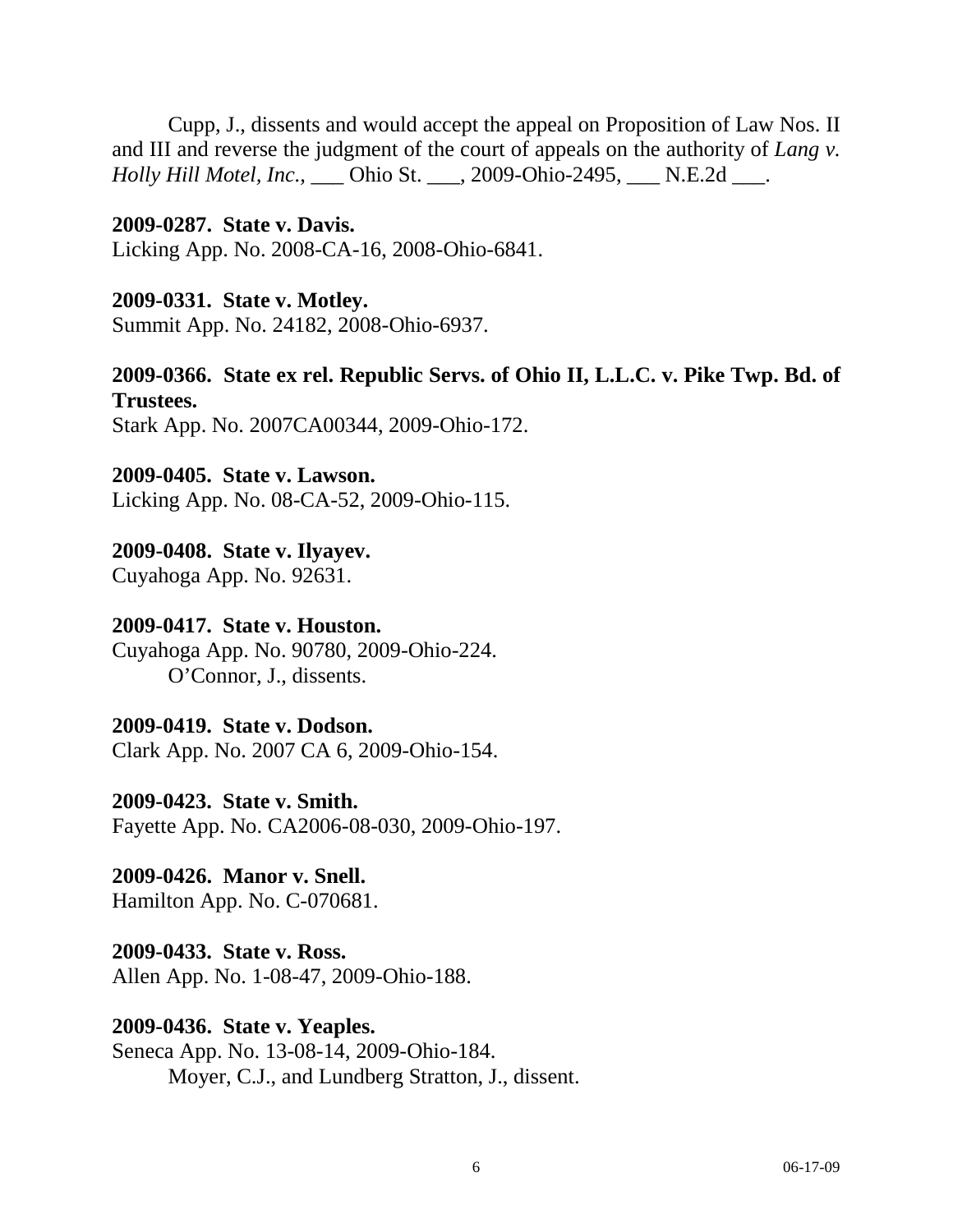Cupp, J., dissents and would accept the appeal on Proposition of Law Nos. II and III and reverse the judgment of the court of appeals on the authority of *Lang v. Holly Hill Motel, Inc.*, ___ Ohio St. ___, 2009-Ohio-2495, ___ N.E.2d ___.

**2009-0287. State v. Davis.**
Licking App. No. 2008-CA-16, 2008-Ohio-6841.

**2009-0331. State v. Motley.**
Summit App. No. 24182, 2008-Ohio-6937.

**2009-0366. State ex rel. Republic Servs. of Ohio II, L.L.C. v. Pike Twp. Bd. of Trustees.**
Stark App. No. 2007CA00344, 2009-Ohio-172.

**2009-0405. State v. Lawson.**
Licking App. No. 08-CA-52, 2009-Ohio-115.

**2009-0408. State v. Ilyayev.**
Cuyahoga App. No. 92631.

**2009-0417. State v. Houston.**
Cuyahoga App. No. 90780, 2009-Ohio-224.
O'Connor, J., dissents.

**2009-0419. State v. Dodson.**
Clark App. No. 2007 CA 6, 2009-Ohio-154.

**2009-0423. State v. Smith.**
Fayette App. No. CA2006-08-030, 2009-Ohio-197.

**2009-0426. Manor v. Snell.**
Hamilton App. No. C-070681.

**2009-0433. State v. Ross.**
Allen App. No. 1-08-47, 2009-Ohio-188.

**2009-0436. State v. Yeaples.**
Seneca App. No. 13-08-14, 2009-Ohio-184.
Moyer, C.J., and Lundberg Stratton, J., dissent.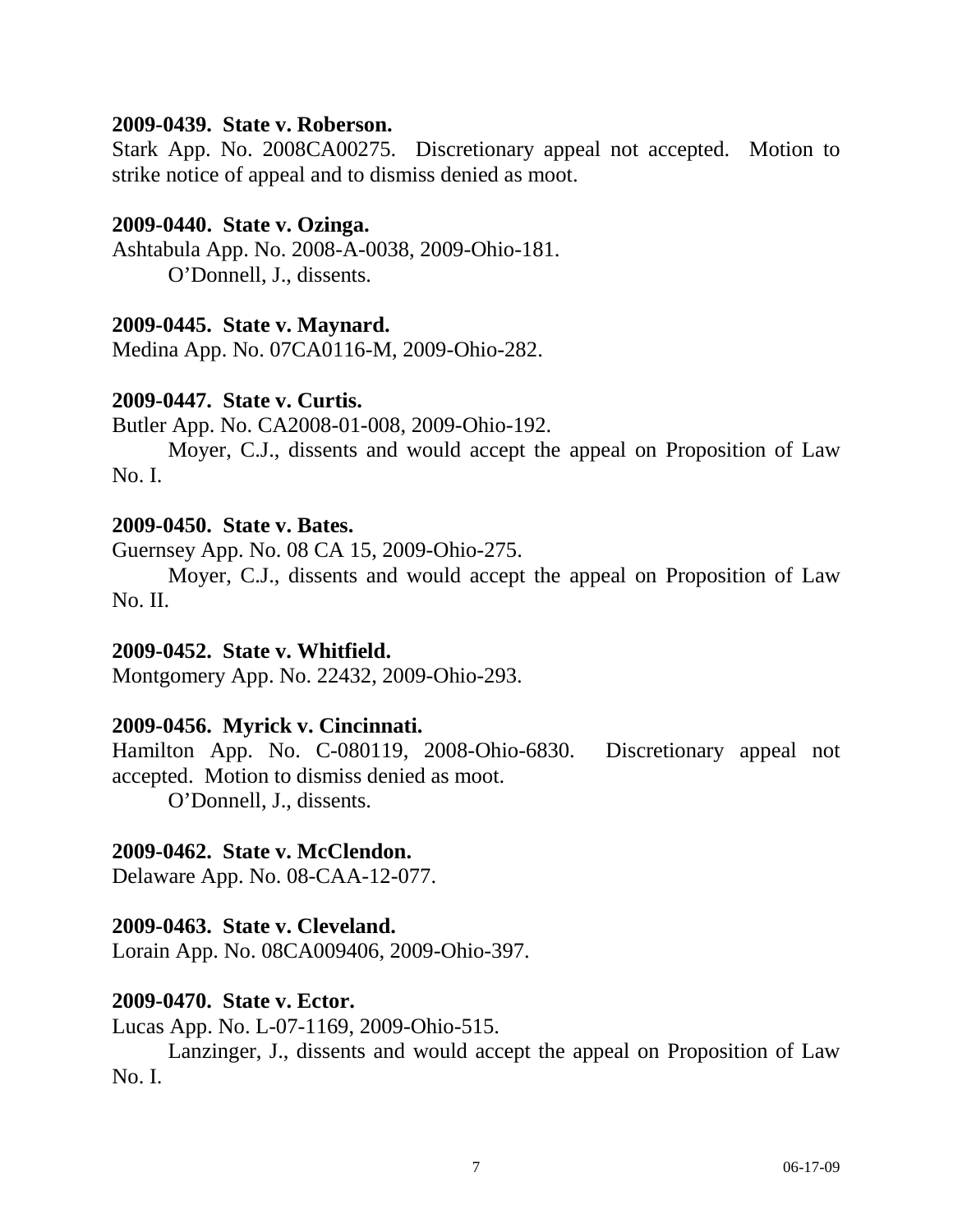**2009-0439. State v. Roberson.**

Stark App. No. 2008CA00275. Discretionary appeal not accepted. Motion to strike notice of appeal and to dismiss denied as moot.

**2009-0440. State v. Ozinga.**

Ashtabula App. No. 2008-A-0038, 2009-Ohio-181.

O'Donnell, J., dissents.

**2009-0445. State v. Maynard.**

Medina App. No. 07CA0116-M, 2009-Ohio-282.

**2009-0447. State v. Curtis.**

Butler App. No. CA2008-01-008, 2009-Ohio-192.

Moyer, C.J., dissents and would accept the appeal on Proposition of Law No. I.

**2009-0450. State v. Bates.**

Guernsey App. No. 08 CA 15, 2009-Ohio-275.

Moyer, C.J., dissents and would accept the appeal on Proposition of Law No. II.

**2009-0452. State v. Whitfield.**

Montgomery App. No. 22432, 2009-Ohio-293.

**2009-0456. Myrick v. Cincinnati.**

Hamilton App. No. C-080119, 2008-Ohio-6830. Discretionary appeal not accepted. Motion to dismiss denied as moot.

O'Donnell, J., dissents.

**2009-0462. State v. McClendon.**

Delaware App. No. 08-CAA-12-077.

**2009-0463. State v. Cleveland.**

Lorain App. No. 08CA009406, 2009-Ohio-397.

**2009-0470. State v. Ector.**

Lucas App. No. L-07-1169, 2009-Ohio-515.

Lanzinger, J., dissents and would accept the appeal on Proposition of Law No. I.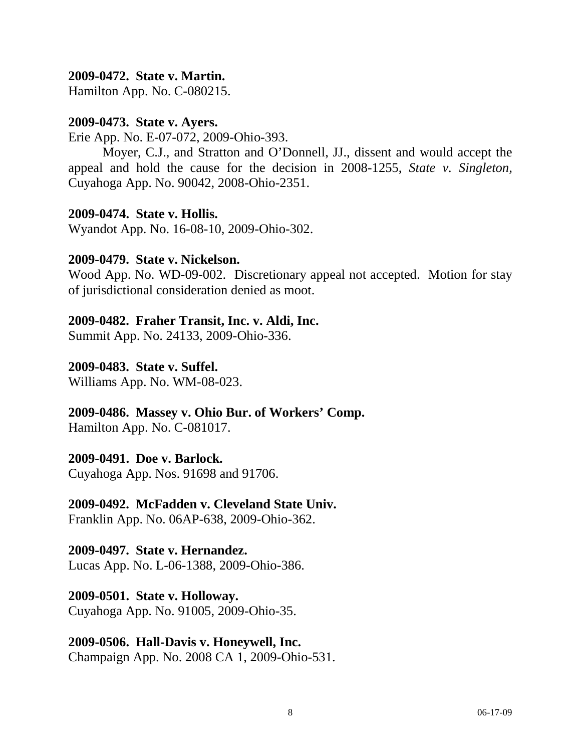**2009-0472. State v. Martin.**
Hamilton App. No. C-080215.

**2009-0473. State v. Ayers.**
Erie App. No. E-07-072, 2009-Ohio-393.

Moyer, C.J., and Stratton and O'Donnell, JJ., dissent and would accept the appeal and hold the cause for the decision in 2008-1255, *State v. Singleton,* Cuyahoga App. No. 90042, 2008-Ohio-2351.

**2009-0474. State v. Hollis.**
Wyandot App. No. 16-08-10, 2009-Ohio-302.

**2009-0479. State v. Nickelson.**
Wood App. No. WD-09-002. Discretionary appeal not accepted. Motion for stay of jurisdictional consideration denied as moot.

**2009-0482. Fraher Transit, Inc. v. Aldi, Inc.**
Summit App. No. 24133, 2009-Ohio-336.

**2009-0483. State v. Suffel.**
Williams App. No. WM-08-023.

**2009-0486. Massey v. Ohio Bur. of Workers' Comp.**
Hamilton App. No. C-081017.

**2009-0491. Doe v. Barlock.**
Cuyahoga App. Nos. 91698 and 91706.

**2009-0492. McFadden v. Cleveland State Univ.**
Franklin App. No. 06AP-638, 2009-Ohio-362.

**2009-0497. State v. Hernandez.**
Lucas App. No. L-06-1388, 2009-Ohio-386.

**2009-0501. State v. Holloway.**
Cuyahoga App. No. 91005, 2009-Ohio-35.

**2009-0506. Hall-Davis v. Honeywell, Inc.**
Champaign App. No. 2008 CA 1, 2009-Ohio-531.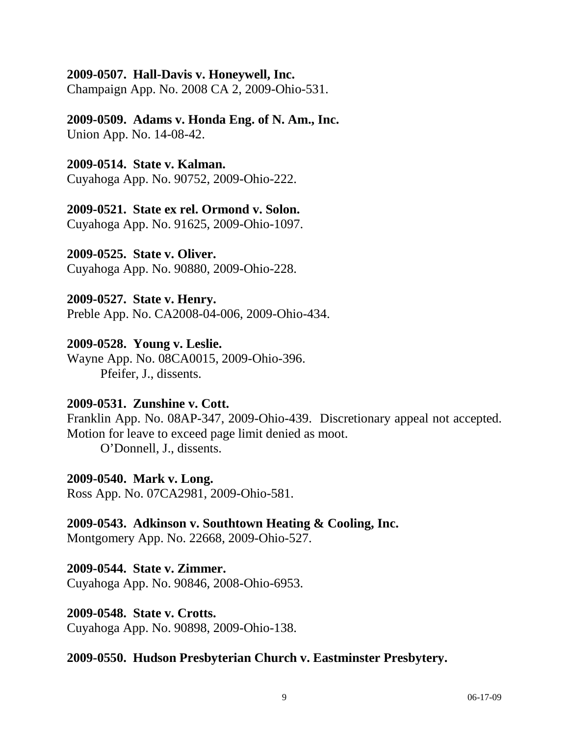**2009-0507. Hall-Davis v. Honeywell, Inc.**
Champaign App. No. 2008 CA 2, 2009-Ohio-531.

**2009-0509. Adams v. Honda Eng. of N. Am., Inc.**
Union App. No. 14-08-42.

**2009-0514. State v. Kalman.**
Cuyahoga App. No. 90752, 2009-Ohio-222.

**2009-0521. State ex rel. Ormond v. Solon.**
Cuyahoga App. No. 91625, 2009-Ohio-1097.

**2009-0525. State v. Oliver.**
Cuyahoga App. No. 90880, 2009-Ohio-228.

**2009-0527. State v. Henry.**
Preble App. No. CA2008-04-006, 2009-Ohio-434.

**2009-0528. Young v. Leslie.**
Wayne App. No. 08CA0015, 2009-Ohio-396.
Pfeifer, J., dissents.

**2009-0531. Zunshine v. Cott.**
Franklin App. No. 08AP-347, 2009-Ohio-439. Discretionary appeal not accepted. Motion for leave to exceed page limit denied as moot.
O'Donnell, J., dissents.

**2009-0540. Mark v. Long.**
Ross App. No. 07CA2981, 2009-Ohio-581.

**2009-0543. Adkinson v. Southtown Heating & Cooling, Inc.**
Montgomery App. No. 22668, 2009-Ohio-527.

**2009-0544. State v. Zimmer.**
Cuyahoga App. No. 90846, 2008-Ohio-6953.

**2009-0548. State v. Crotts.**
Cuyahoga App. No. 90898, 2009-Ohio-138.

**2009-0550. Hudson Presbyterian Church v. Eastminster Presbytery.**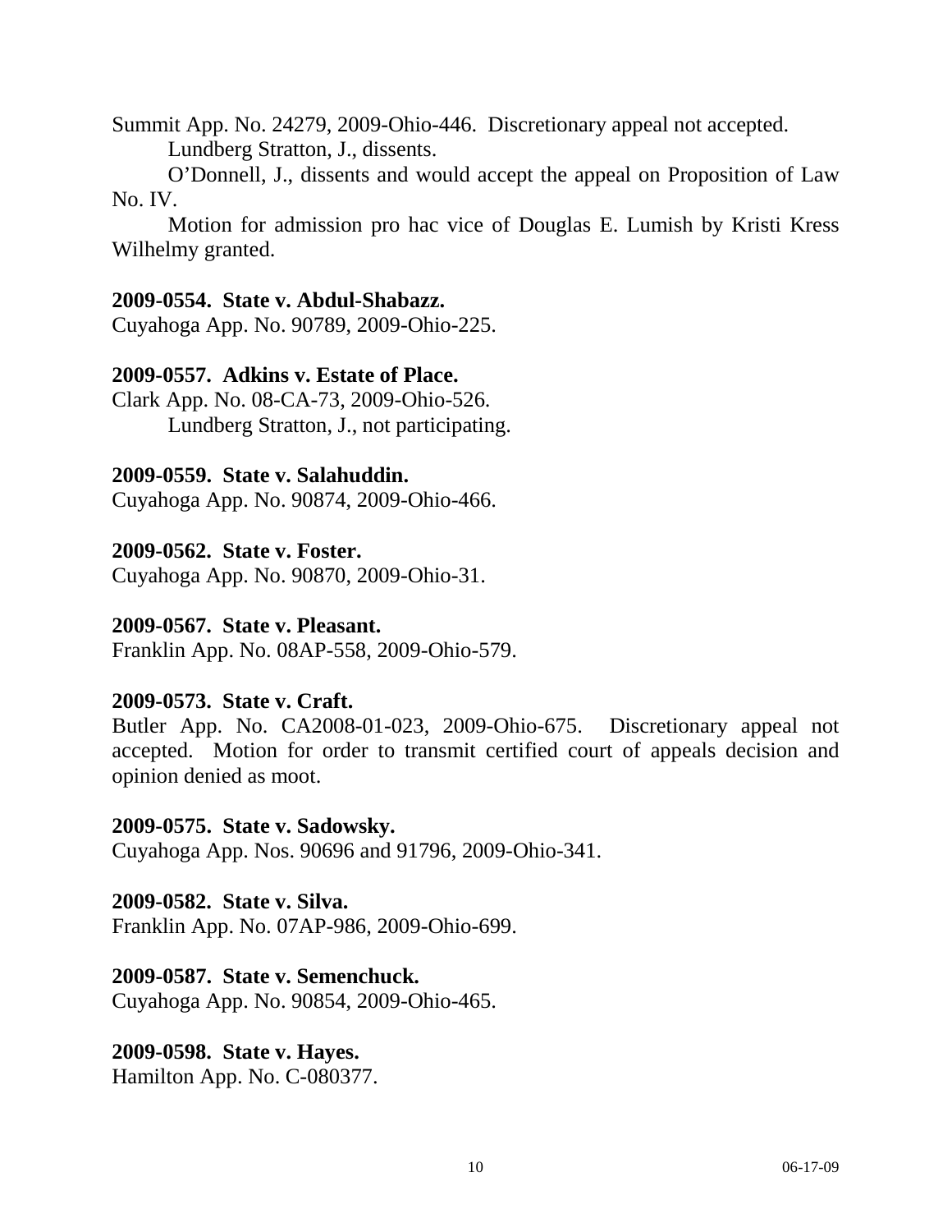Summit App. No. 24279, 2009-Ohio-446. Discretionary appeal not accepted.

Lundberg Stratton, J., dissents.

O'Donnell, J., dissents and would accept the appeal on Proposition of Law No. IV.

Motion for admission pro hac vice of Douglas E. Lumish by Kristi Kress Wilhelmy granted.

**2009-0554. State v. Abdul-Shabazz.**
Cuyahoga App. No. 90789, 2009-Ohio-225.

**2009-0557. Adkins v. Estate of Place.**
Clark App. No. 08-CA-73, 2009-Ohio-526.

Lundberg Stratton, J., not participating.

**2009-0559. State v. Salahuddin.**
Cuyahoga App. No. 90874, 2009-Ohio-466.

**2009-0562. State v. Foster.**
Cuyahoga App. No. 90870, 2009-Ohio-31.

**2009-0567. State v. Pleasant.**
Franklin App. No. 08AP-558, 2009-Ohio-579.

**2009-0573. State v. Craft.**
Butler App. No. CA2008-01-023, 2009-Ohio-675. Discretionary appeal not accepted. Motion for order to transmit certified court of appeals decision and opinion denied as moot.

**2009-0575. State v. Sadowsky.**
Cuyahoga App. Nos. 90696 and 91796, 2009-Ohio-341.

**2009-0582. State v. Silva.**
Franklin App. No. 07AP-986, 2009-Ohio-699.

**2009-0587. State v. Semenchuck.**
Cuyahoga App. No. 90854, 2009-Ohio-465.

**2009-0598. State v. Hayes.**
Hamilton App. No. C-080377.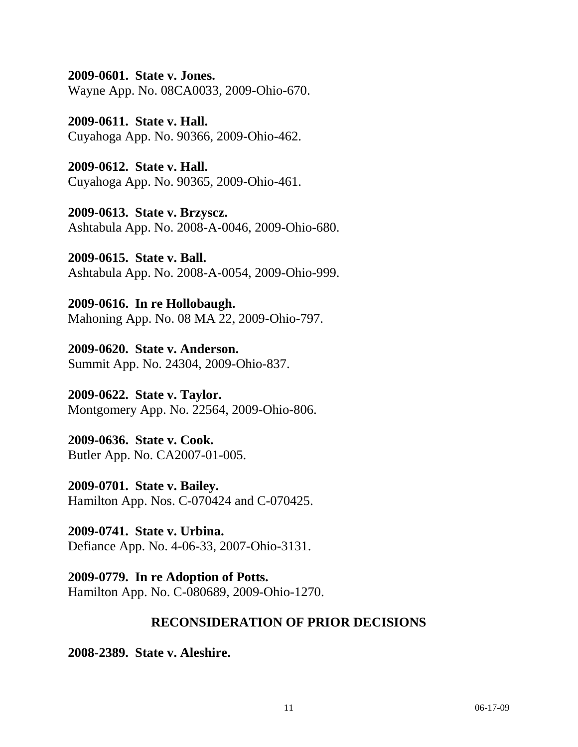**2009-0601. State v. Jones.**
Wayne App. No. 08CA0033, 2009-Ohio-670.

**2009-0611. State v. Hall.**
Cuyahoga App. No. 90366, 2009-Ohio-462.

**2009-0612. State v. Hall.**
Cuyahoga App. No. 90365, 2009-Ohio-461.

**2009-0613. State v. Brzyscz.**
Ashtabula App. No. 2008-A-0046, 2009-Ohio-680.

**2009-0615. State v. Ball.**
Ashtabula App. No. 2008-A-0054, 2009-Ohio-999.

**2009-0616. In re Hollobaugh.**
Mahoning App. No. 08 MA 22, 2009-Ohio-797.

**2009-0620. State v. Anderson.**
Summit App. No. 24304, 2009-Ohio-837.

**2009-0622. State v. Taylor.**
Montgomery App. No. 22564, 2009-Ohio-806.

**2009-0636. State v. Cook.**
Butler App. No. CA2007-01-005.

**2009-0701. State v. Bailey.**
Hamilton App. Nos. C-070424 and C-070425.

**2009-0741. State v. Urbina.**
Defiance App. No. 4-06-33, 2007-Ohio-3131.

**2009-0779. In re Adoption of Potts.**
Hamilton App. No. C-080689, 2009-Ohio-1270.

## RECONSIDERATION OF PRIOR DECISIONS

**2008-2389. State v. Aleshire.**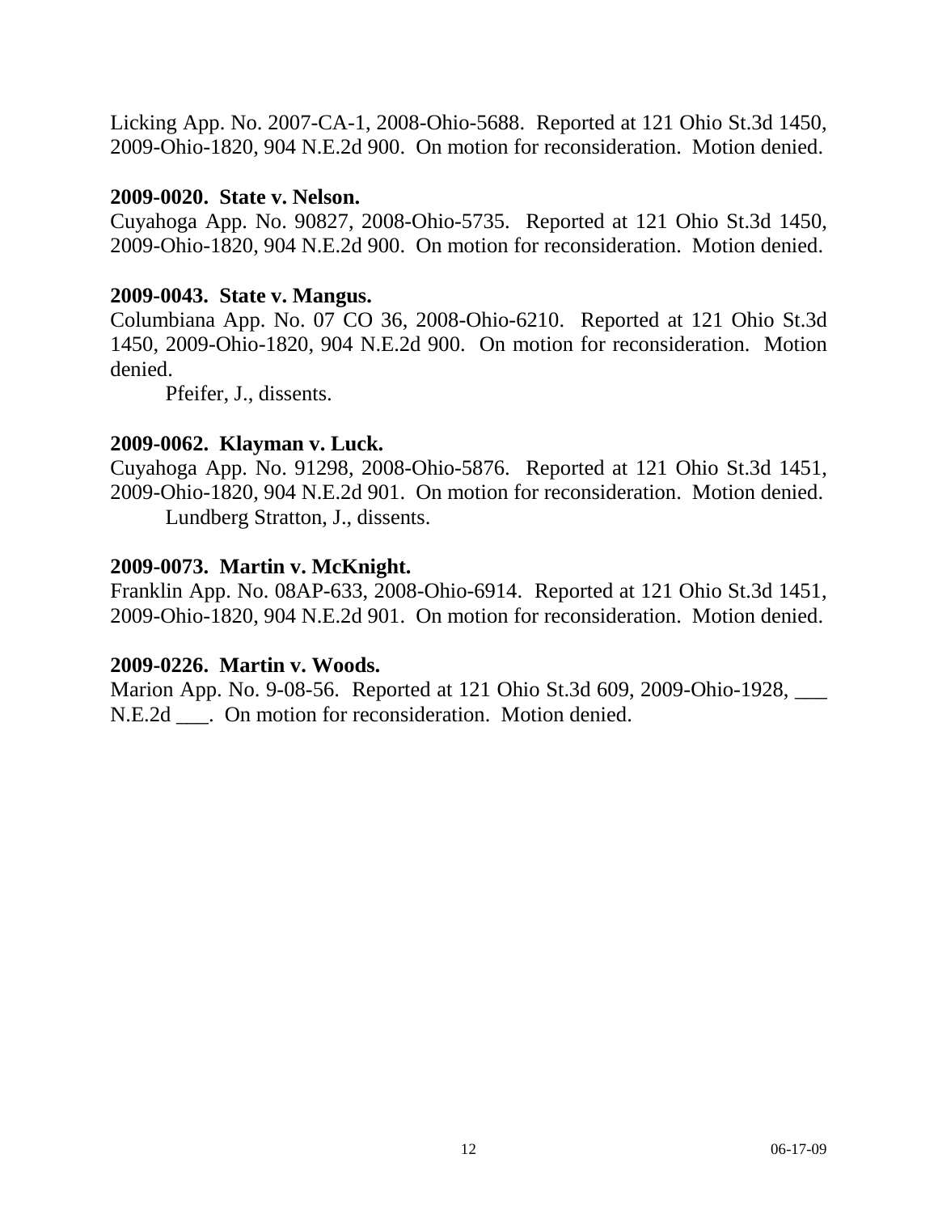Licking App. No. 2007-CA-1, 2008-Ohio-5688. Reported at 121 Ohio St.3d 1450, 2009-Ohio-1820, 904 N.E.2d 900. On motion for reconsideration. Motion denied.

**2009-0020. State v. Nelson.**

Cuyahoga App. No. 90827, 2008-Ohio-5735. Reported at 121 Ohio St.3d 1450, 2009-Ohio-1820, 904 N.E.2d 900. On motion for reconsideration. Motion denied.

**2009-0043. State v. Mangus.**

Columbiana App. No. 07 CO 36, 2008-Ohio-6210. Reported at 121 Ohio St.3d 1450, 2009-Ohio-1820, 904 N.E.2d 900. On motion for reconsideration. Motion denied.

Pfeifer, J., dissents.

**2009-0062. Klayman v. Luck.**

Cuyahoga App. No. 91298, 2008-Ohio-5876. Reported at 121 Ohio St.3d 1451, 2009-Ohio-1820, 904 N.E.2d 901. On motion for reconsideration. Motion denied.

Lundberg Stratton, J., dissents.

**2009-0073. Martin v. McKnight.**

Franklin App. No. 08AP-633, 2008-Ohio-6914. Reported at 121 Ohio St.3d 1451, 2009-Ohio-1820, 904 N.E.2d 901. On motion for reconsideration. Motion denied.

**2009-0226. Martin v. Woods.**

Marion App. No. 9-08-56. Reported at 121 Ohio St.3d 609, 2009-Ohio-1928, ___ N.E.2d ___. On motion for reconsideration. Motion denied.